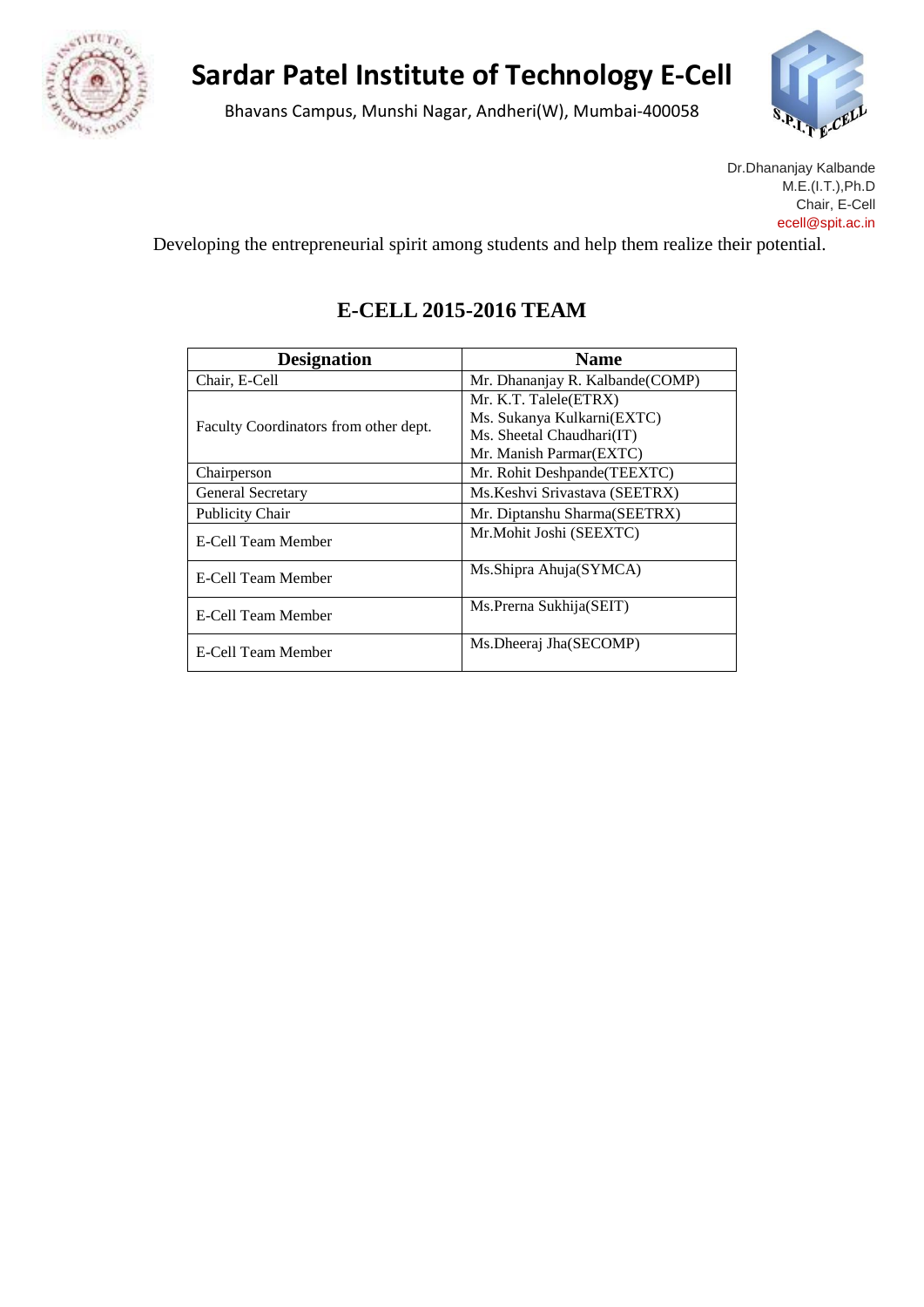# Sardar Patel Institute of Technology E-Cell

Bhavans Campus, Munshi Nagar, Andheri(W), Mumbai-400058

Dr.Dhananjay Kalbande
M.E.(I.T.),Ph.D
Chair, E-Cell
ecell@spit.ac.in

Developing the entrepreneurial spirit among students and help them realize their potential.

## E-CELL 2015-2016 TEAM

| Designation | Name |
|---|---|
| Chair, E-Cell | Mr. Dhananjay R. Kalbande(COMP) |
| Faculty Coordinators from other dept. | Mr. K.T. Talele(ETRX)<br>Ms. Sukanya Kulkarni(EXTC)<br>Ms. Sheetal Chaudhari(IT)<br>Mr. Manish Parmar(EXTC) |
| Chairperson | Mr. Rohit Deshpande(TEEXTC) |
| General Secretary | Ms.Keshvi Srivastava (SEETRX) |
| Publicity Chair | Mr. Diptanshu Sharma(SEETRX) |
| E-Cell Team Member | Mr.Mohit Joshi (SEEXTC) |
| E-Cell Team Member | Ms.Shipra Ahuja(SYMCA) |
| E-Cell Team Member | Ms.Prerna Sukhija(SEIT) |
| E-Cell Team Member | Ms.Dheeraj Jha(SECOMP) |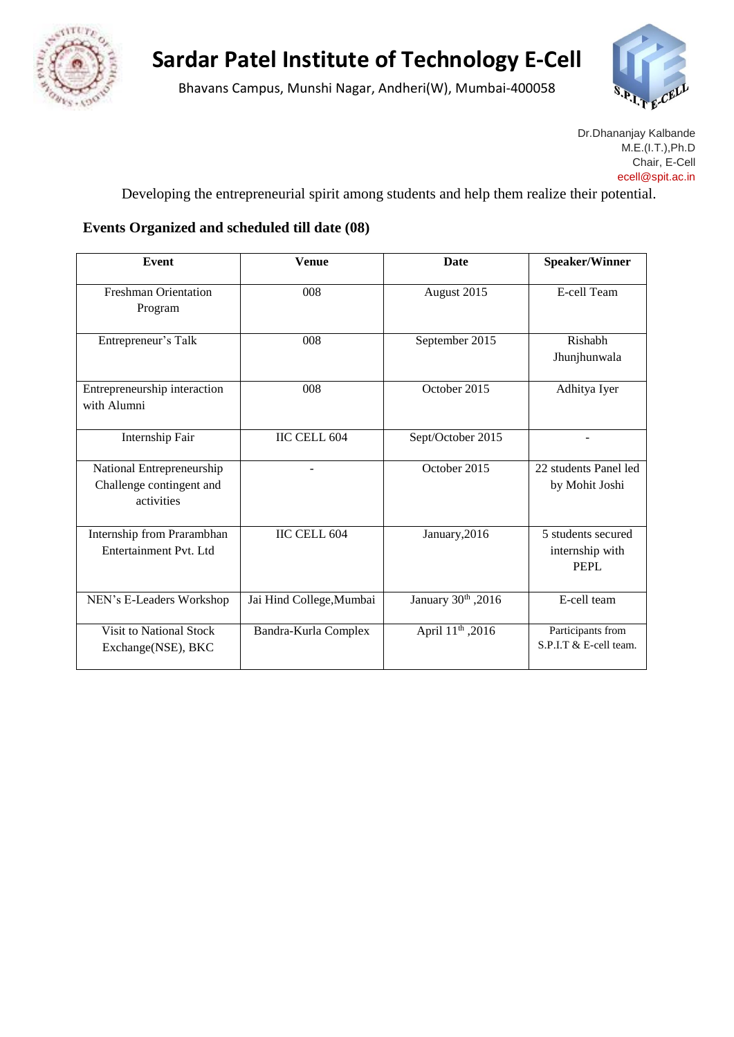# Sardar Patel Institute of Technology E-Cell

Bhavans Campus, Munshi Nagar, Andheri(W), Mumbai-400058

Dr.Dhananjay Kalbande
M.E.(I.T.),Ph.D
Chair, E-Cell
ecell@spit.ac.in

Developing the entrepreneurial spirit among students and help them realize their potential.

**Events Organized and scheduled till date (08)**

| Event | Venue | Date | Speaker/Winner |
|---|---|---|---|
| Freshman Orientation Program | 008 | August 2015 | E-cell Team |
| Entrepreneur's Talk | 008 | September 2015 | Rishabh Jhunjhunwala |
| Entrepreneurship interaction with Alumni | 008 | October 2015 | Adhitya Iyer |
| Internship Fair | IIC CELL 604 | Sept/October 2015 | - |
| National Entrepreneurship Challenge contingent and activities | - | October 2015 | 22 students Panel led by Mohit Joshi |
| Internship from Prarambhan Entertainment Pvt. Ltd | IIC CELL 604 | January,2016 | 5 students secured internship with PEPL |
| NEN's E-Leaders Workshop | Jai Hind College,Mumbai | January 30th ,2016 | E-cell team |
| Visit to National Stock Exchange(NSE), BKC | Bandra-Kurla Complex | April 11th ,2016 | Participants from S.P.I.T & E-cell team. |